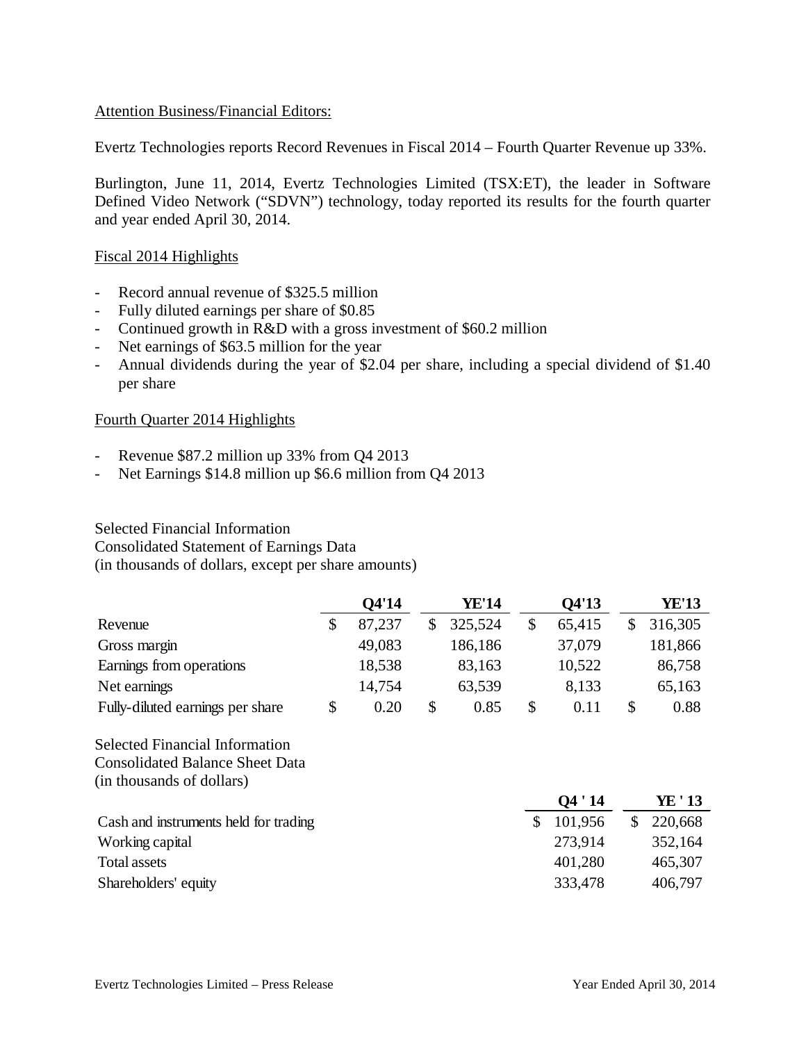Attention Business/Financial Editors:

Evertz Technologies reports Record Revenues in Fiscal 2014 – Fourth Quarter Revenue up 33%.

Burlington, June 11, 2014, Evertz Technologies Limited (TSX:ET), the leader in Software Defined Video Network ("SDVN") technology, today reported its results for the fourth quarter and year ended April 30, 2014.

Fiscal 2014 Highlights

- Record annual revenue of $325.5 million
- Fully diluted earnings per share of $0.85
- Continued growth in R&D with a gross investment of $60.2 million
- Net earnings of $63.5 million for the year
- Annual dividends during the year of $2.04 per share, including a special dividend of $1.40 per share

Fourth Quarter 2014 Highlights

- Revenue $87.2 million up 33% from Q4 2013
- Net Earnings $14.8 million up $6.6 million from Q4 2013

Selected Financial Information
Consolidated Statement of Earnings Data
(in thousands of dollars, except per share amounts)

| | Q4'14 | YE'14 | Q4'13 | YE'13 |
|---|---|---|---|---|
| Revenue | $ 87,237 | $ 325,524 | $ 65,415 | $ 316,305 |
| Gross margin | 49,083 | 186,186 | 37,079 | 181,866 |
| Earnings from operations | 18,538 | 83,163 | 10,522 | 86,758 |
| Net earnings | 14,754 | 63,539 | 8,133 | 65,163 |
| Fully-diluted earnings per share | $ 0.20 | $ 0.85 | $ 0.11 | $ 0.88 |

Selected Financial Information
Consolidated Balance Sheet Data
(in thousands of dollars)

| | Q4 ' 14 | YE ' 13 |
|---|---|---|
| Cash and instruments held for trading | $ 101,956 | $ 220,668 |
| Working capital | 273,914 | 352,164 |
| Total assets | 401,280 | 465,307 |
| Shareholders' equity | 333,478 | 406,797 |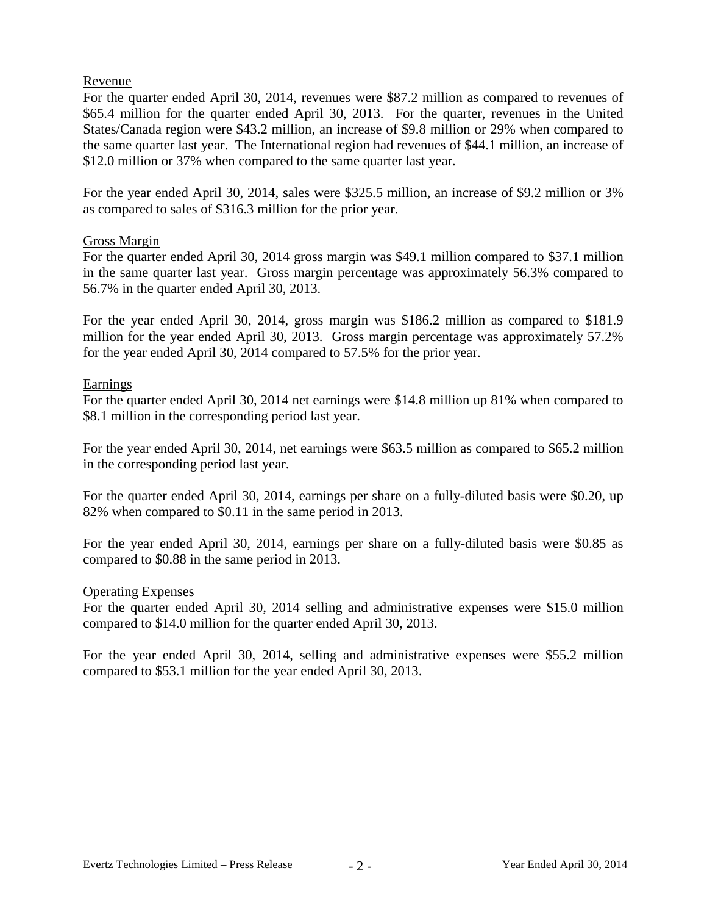## Revenue

For the quarter ended April 30, 2014, revenues were $87.2 million as compared to revenues of $65.4 million for the quarter ended April 30, 2013. For the quarter, revenues in the United States/Canada region were $43.2 million, an increase of $9.8 million or 29% when compared to the same quarter last year. The International region had revenues of $44.1 million, an increase of $12.0 million or 37% when compared to the same quarter last year.

For the year ended April 30, 2014, sales were $325.5 million, an increase of $9.2 million or 3% as compared to sales of $316.3 million for the prior year.

## Gross Margin

For the quarter ended April 30, 2014 gross margin was $49.1 million compared to $37.1 million in the same quarter last year. Gross margin percentage was approximately 56.3% compared to 56.7% in the quarter ended April 30, 2013.

For the year ended April 30, 2014, gross margin was $186.2 million as compared to $181.9 million for the year ended April 30, 2013. Gross margin percentage was approximately 57.2% for the year ended April 30, 2014 compared to 57.5% for the prior year.

## Earnings

For the quarter ended April 30, 2014 net earnings were $14.8 million up 81% when compared to $8.1 million in the corresponding period last year.

For the year ended April 30, 2014, net earnings were $63.5 million as compared to $65.2 million in the corresponding period last year.

For the quarter ended April 30, 2014, earnings per share on a fully-diluted basis were $0.20, up 82% when compared to $0.11 in the same period in 2013.

For the year ended April 30, 2014, earnings per share on a fully-diluted basis were $0.85 as compared to $0.88 in the same period in 2013.

## Operating Expenses

For the quarter ended April 30, 2014 selling and administrative expenses were $15.0 million compared to $14.0 million for the quarter ended April 30, 2013.

For the year ended April 30, 2014, selling and administrative expenses were $55.2 million compared to $53.1 million for the year ended April 30, 2013.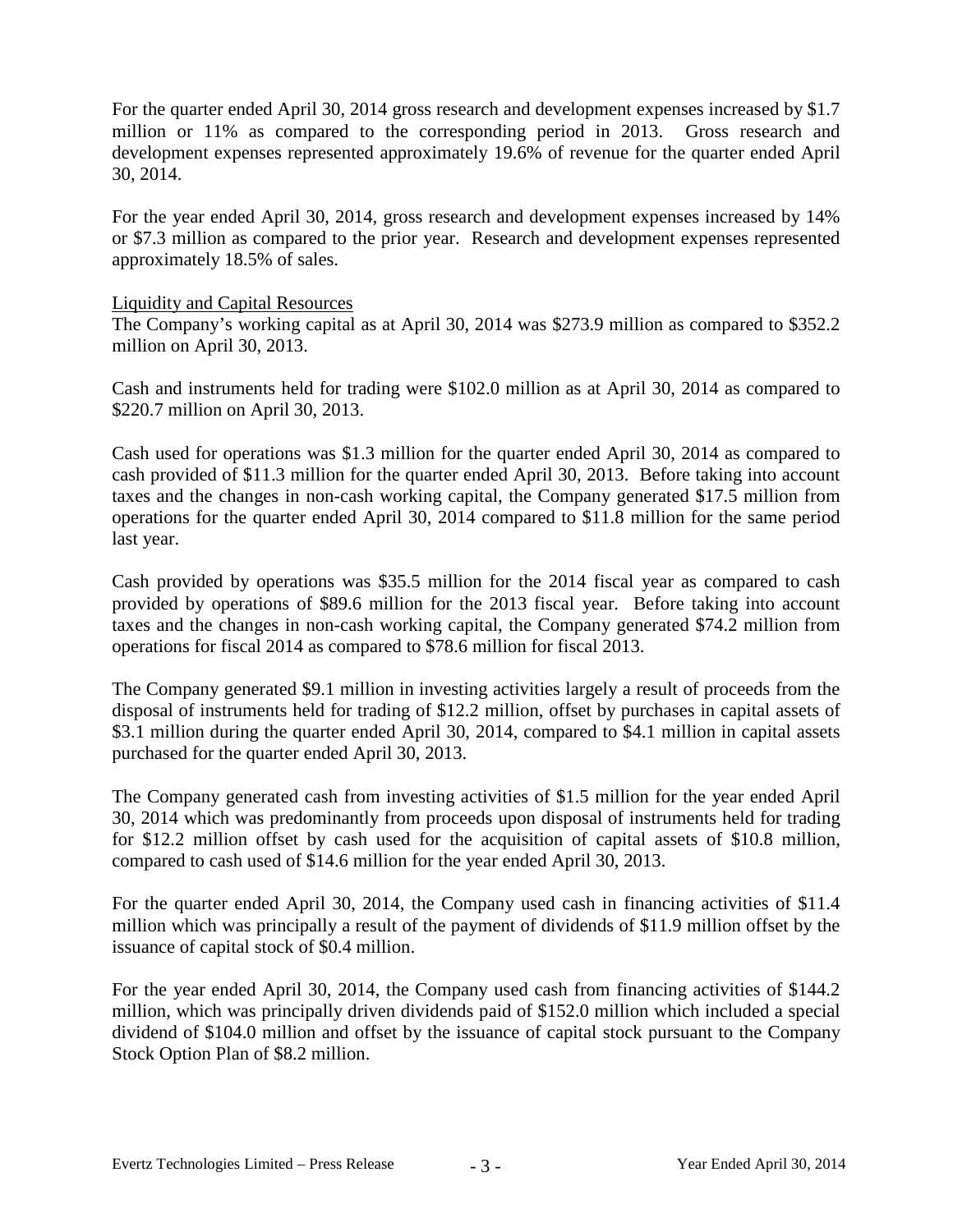For the quarter ended April 30, 2014 gross research and development expenses increased by $1.7 million or 11% as compared to the corresponding period in 2013. Gross research and development expenses represented approximately 19.6% of revenue for the quarter ended April 30, 2014.

For the year ended April 30, 2014, gross research and development expenses increased by 14% or $7.3 million as compared to the prior year. Research and development expenses represented approximately 18.5% of sales.

<u>Liquidity and Capital Resources</u>

The Company's working capital as at April 30, 2014 was $273.9 million as compared to $352.2 million on April 30, 2013.

Cash and instruments held for trading were $102.0 million as at April 30, 2014 as compared to $220.7 million on April 30, 2013.

Cash used for operations was $1.3 million for the quarter ended April 30, 2014 as compared to cash provided of $11.3 million for the quarter ended April 30, 2013. Before taking into account taxes and the changes in non-cash working capital, the Company generated $17.5 million from operations for the quarter ended April 30, 2014 compared to $11.8 million for the same period last year.

Cash provided by operations was $35.5 million for the 2014 fiscal year as compared to cash provided by operations of $89.6 million for the 2013 fiscal year. Before taking into account taxes and the changes in non-cash working capital, the Company generated $74.2 million from operations for fiscal 2014 as compared to $78.6 million for fiscal 2013.

The Company generated $9.1 million in investing activities largely a result of proceeds from the disposal of instruments held for trading of $12.2 million, offset by purchases in capital assets of $3.1 million during the quarter ended April 30, 2014, compared to $4.1 million in capital assets purchased for the quarter ended April 30, 2013.

The Company generated cash from investing activities of $1.5 million for the year ended April 30, 2014 which was predominantly from proceeds upon disposal of instruments held for trading for $12.2 million offset by cash used for the acquisition of capital assets of $10.8 million, compared to cash used of $14.6 million for the year ended April 30, 2013.

For the quarter ended April 30, 2014, the Company used cash in financing activities of $11.4 million which was principally a result of the payment of dividends of $11.9 million offset by the issuance of capital stock of $0.4 million.

For the year ended April 30, 2014, the Company used cash from financing activities of $144.2 million, which was principally driven dividends paid of $152.0 million which included a special dividend of $104.0 million and offset by the issuance of capital stock pursuant to the Company Stock Option Plan of $8.2 million.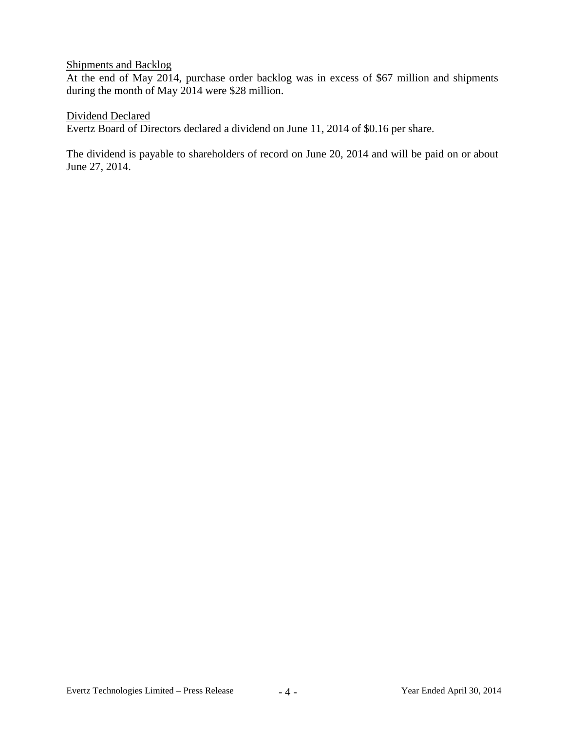Shipments and Backlog

At the end of May 2014, purchase order backlog was in excess of $67 million and shipments during the month of May 2014 were $28 million.

Dividend Declared

Evertz Board of Directors declared a dividend on June 11, 2014 of $0.16 per share.

The dividend is payable to shareholders of record on June 20, 2014 and will be paid on or about June 27, 2014.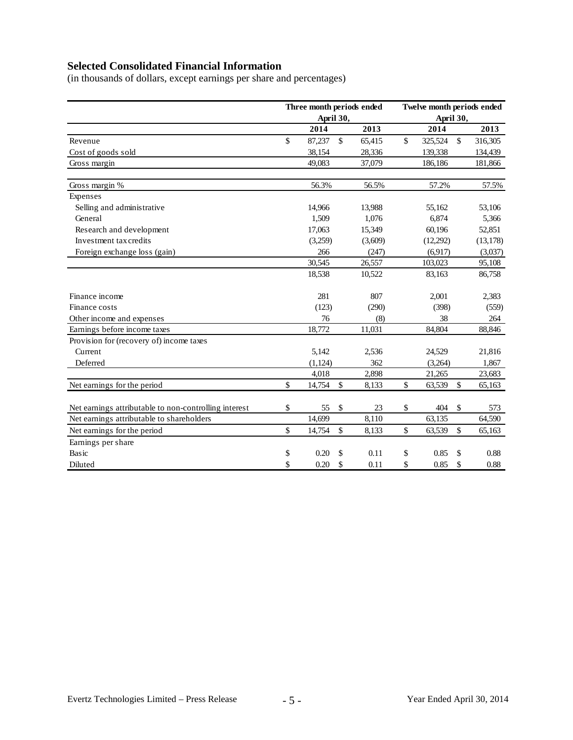## Selected Consolidated Financial Information

(in thousands of dollars, except earnings per share and percentages)

| | Three month periods ended April 30, | | Twelve month periods ended April 30, | |
|---|---|---|---|---|
| | 2014 | 2013 | 2014 | 2013 |
| Revenue | $ 87,237 | $ 65,415 | $ 325,524 | $ 316,305 |
| Cost of goods sold | 38,154 | 28,336 | 139,338 | 134,439 |
| Gross margin | 49,083 | 37,079 | 186,186 | 181,866 |
| | | | | |
| Gross margin % | 56.3% | 56.5% | 57.2% | 57.5% |
| Expenses | | | | |
| Selling and administrative | 14,966 | 13,988 | 55,162 | 53,106 |
| General | 1,509 | 1,076 | 6,874 | 5,366 |
| Research and development | 17,063 | 15,349 | 60,196 | 52,851 |
| Investment tax credits | (3,259) | (3,609) | (12,292) | (13,178) |
| Foreign exchange loss (gain) | 266 | (247) | (6,917) | (3,037) |
| | 30,545 | 26,557 | 103,023 | 95,108 |
| | 18,538 | 10,522 | 83,163 | 86,758 |
| | | | | |
| Finance income | 281 | 807 | 2,001 | 2,383 |
| Finance costs | (123) | (290) | (398) | (559) |
| Other income and expenses | 76 | (8) | 38 | 264 |
| Earnings before income taxes | 18,772 | 11,031 | 84,804 | 88,846 |
| Provision for (recovery of) income taxes | | | | |
| Current | 5,142 | 2,536 | 24,529 | 21,816 |
| Deferred | (1,124) | 362 | (3,264) | 1,867 |
| | 4,018 | 2,898 | 21,265 | 23,683 |
| Net earnings for the period | $ 14,754 | $ 8,133 | $ 63,539 | $ 65,163 |
| | | | | |
| Net earnings attributable to non-controlling interest | $ 55 | $ 23 | $ 404 | $ 573 |
| Net earnings attributable to shareholders | 14,699 | 8,110 | 63,135 | 64,590 |
| Net earnings for the period | $ 14,754 | $ 8,133 | $ 63,539 | $ 65,163 |
| Earnings per share | | | | |
| Basic | $ 0.20 | $ 0.11 | $ 0.85 | $ 0.88 |
| Diluted | $ 0.20 | $ 0.11 | $ 0.85 | $ 0.88 |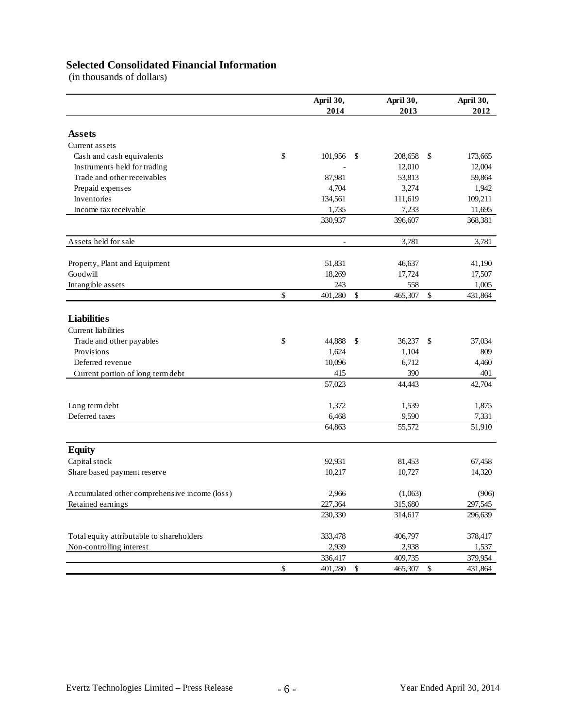## Selected Consolidated Financial Information

(in thousands of dollars)

| | April 30, 2014 | April 30, 2013 | April 30, 2012 |
|---|---|---|---|
| **Assets** | | | |
| Current assets | | | |
| Cash and cash equivalents | $ 101,956 | $ 208,658 | $ 173,665 |
| Instruments held for trading | - | 12,010 | 12,004 |
| Trade and other receivables | 87,981 | 53,813 | 59,864 |
| Prepaid expenses | 4,704 | 3,274 | 1,942 |
| Inventories | 134,561 | 111,619 | 109,211 |
| Income tax receivable | 1,735 | 7,233 | 11,695 |
| | 330,937 | 396,607 | 368,381 |
| Assets held for sale | - | 3,781 | 3,781 |
| Property, Plant and Equipment | 51,831 | 46,637 | 41,190 |
| Goodwill | 18,269 | 17,724 | 17,507 |
| Intangible assets | 243 | 558 | 1,005 |
| | $ 401,280 | $ 465,307 | $ 431,864 |
| **Liabilities** | | | |
| Current liabilities | | | |
| Trade and other payables | $ 44,888 | $ 36,237 | $ 37,034 |
| Provisions | 1,624 | 1,104 | 809 |
| Deferred revenue | 10,096 | 6,712 | 4,460 |
| Current portion of long term debt | 415 | 390 | 401 |
| | 57,023 | 44,443 | 42,704 |
| Long term debt | 1,372 | 1,539 | 1,875 |
| Deferred taxes | 6,468 | 9,590 | 7,331 |
| | 64,863 | 55,572 | 51,910 |
| **Equity** | | | |
| Capital stock | 92,931 | 81,453 | 67,458 |
| Share based payment reserve | 10,217 | 10,727 | 14,320 |
| Accumulated other comprehensive income (loss) | 2,966 | (1,063) | (906) |
| Retained earnings | 227,364 | 315,680 | 297,545 |
| | 230,330 | 314,617 | 296,639 |
| Total equity attributable to shareholders | 333,478 | 406,797 | 378,417 |
| Non-controlling interest | 2,939 | 2,938 | 1,537 |
| | 336,417 | 409,735 | 379,954 |
| | $ 401,280 | $ 465,307 | $ 431,864 |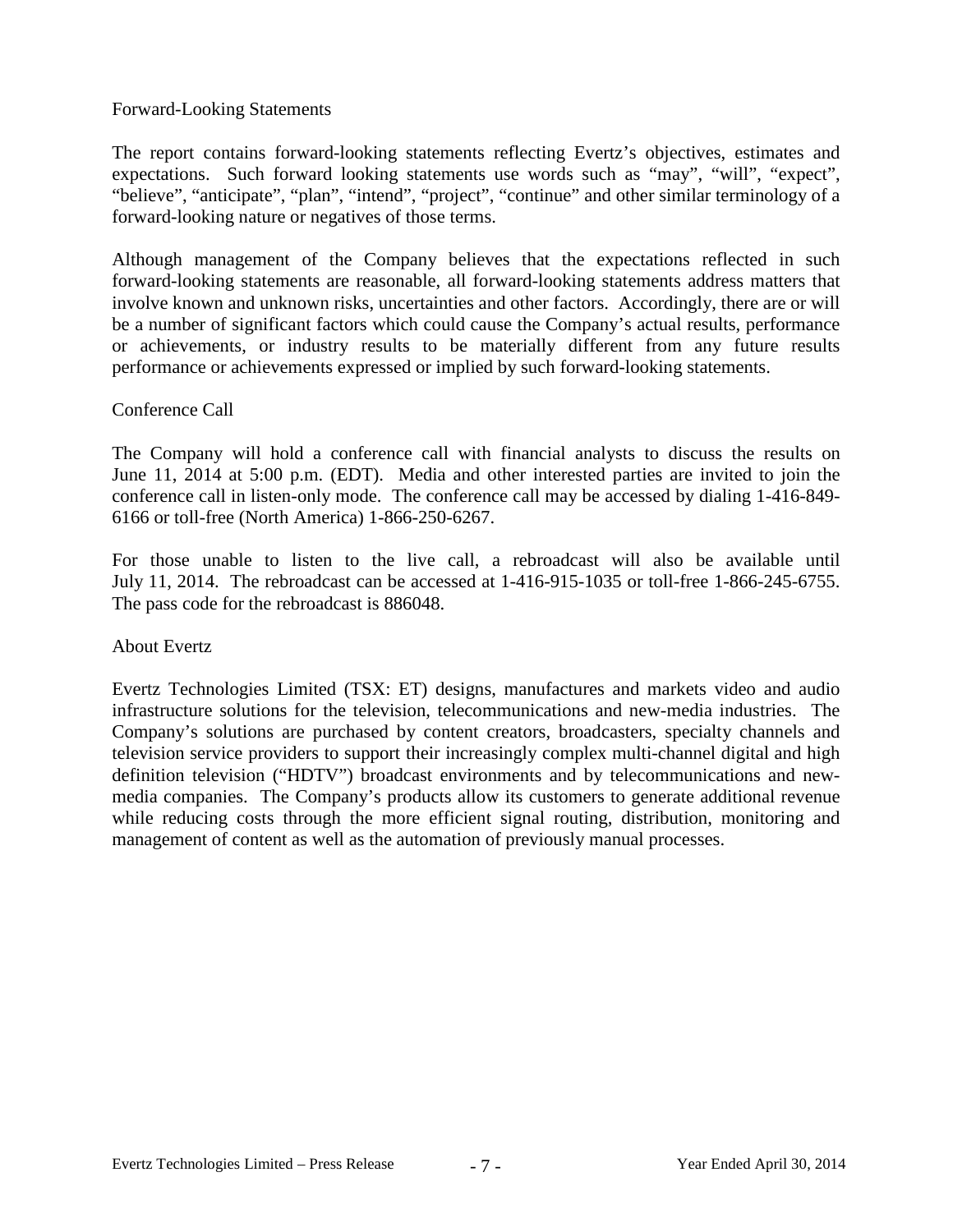## Forward-Looking Statements

The report contains forward-looking statements reflecting Evertz's objectives, estimates and expectations. Such forward looking statements use words such as "may", "will", "expect", "believe", "anticipate", "plan", "intend", "project", "continue" and other similar terminology of a forward-looking nature or negatives of those terms.

Although management of the Company believes that the expectations reflected in such forward-looking statements are reasonable, all forward-looking statements address matters that involve known and unknown risks, uncertainties and other factors. Accordingly, there are or will be a number of significant factors which could cause the Company's actual results, performance or achievements, or industry results to be materially different from any future results performance or achievements expressed or implied by such forward-looking statements.

## Conference Call

The Company will hold a conference call with financial analysts to discuss the results on June 11, 2014 at 5:00 p.m. (EDT). Media and other interested parties are invited to join the conference call in listen-only mode. The conference call may be accessed by dialing 1-416-849-6166 or toll-free (North America) 1-866-250-6267.

For those unable to listen to the live call, a rebroadcast will also be available until July 11, 2014. The rebroadcast can be accessed at 1-416-915-1035 or toll-free 1-866-245-6755. The pass code for the rebroadcast is 886048.

## About Evertz

Evertz Technologies Limited (TSX: ET) designs, manufactures and markets video and audio infrastructure solutions for the television, telecommunications and new-media industries. The Company's solutions are purchased by content creators, broadcasters, specialty channels and television service providers to support their increasingly complex multi-channel digital and high definition television ("HDTV") broadcast environments and by telecommunications and new-media companies. The Company's products allow its customers to generate additional revenue while reducing costs through the more efficient signal routing, distribution, monitoring and management of content as well as the automation of previously manual processes.